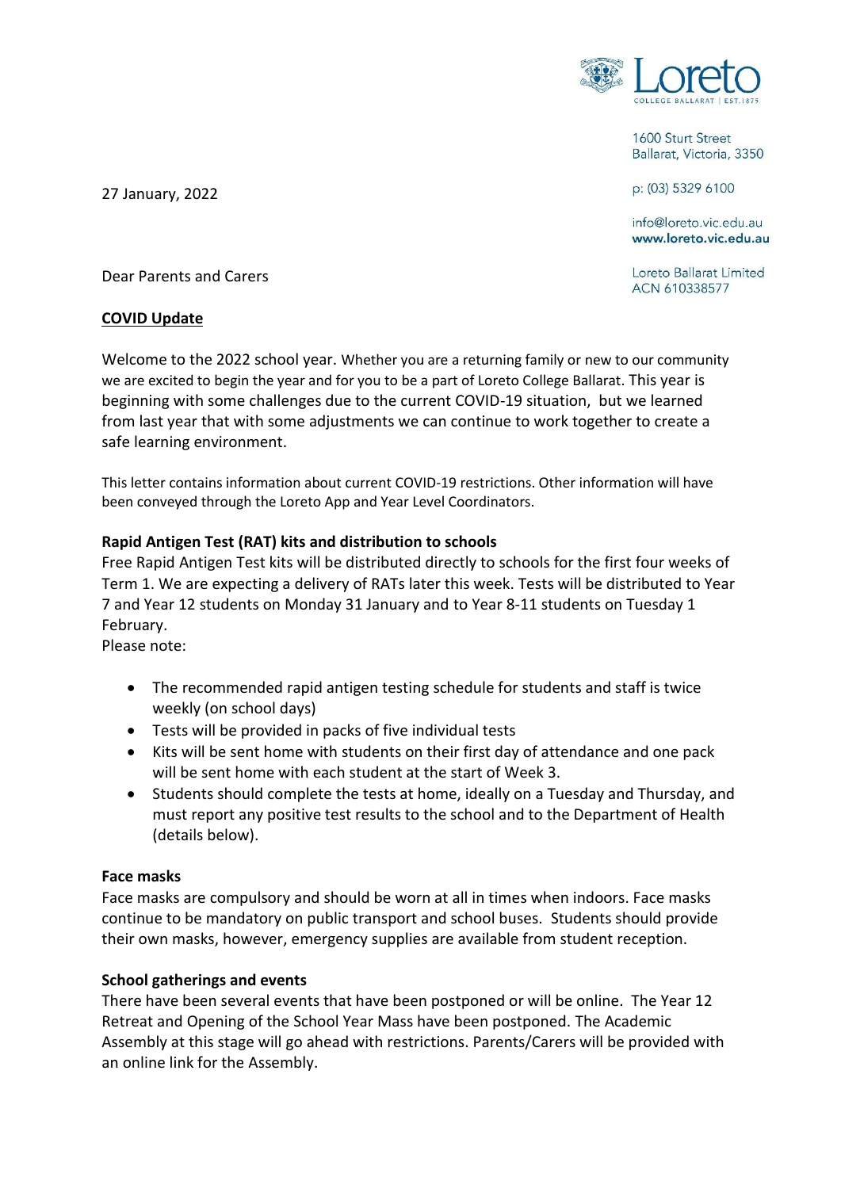Loreto College Ballarat | Est. 1875

1600 Sturt Street
Ballarat, Victoria, 3350

p: (03) 5329 6100

info@loreto.vic.edu.au
**www.loreto.vic.edu.au**

Loreto Ballarat Limited
ACN 610338577

27 January, 2022

Dear Parents and Carers

**COVID Update**

Welcome to the 2022 school year. Whether you are a returning family or new to our community we are excited to begin the year and for you to be a part of Loreto College Ballarat. This year is beginning with some challenges due to the current COVID-19 situation, but we learned from last year that with some adjustments we can continue to work together to create a safe learning environment.

This letter contains information about current COVID-19 restrictions. Other information will have been conveyed through the Loreto App and Year Level Coordinators.

**Rapid Antigen Test (RAT) kits and distribution to schools**

Free Rapid Antigen Test kits will be distributed directly to schools for the first four weeks of Term 1. We are expecting a delivery of RATs later this week. Tests will be distributed to Year 7 and Year 12 students on Monday 31 January and to Year 8-11 students on Tuesday 1 February.

Please note:

- The recommended rapid antigen testing schedule for students and staff is twice weekly (on school days)
- Tests will be provided in packs of five individual tests
- Kits will be sent home with students on their first day of attendance and one pack will be sent home with each student at the start of Week 3.
- Students should complete the tests at home, ideally on a Tuesday and Thursday, and must report any positive test results to the school and to the Department of Health (details below).

**Face masks**

Face masks are compulsory and should be worn at all in times when indoors. Face masks continue to be mandatory on public transport and school buses. Students should provide their own masks, however, emergency supplies are available from student reception.

**School gatherings and events**

There have been several events that have been postponed or will be online. The Year 12 Retreat and Opening of the School Year Mass have been postponed. The Academic Assembly at this stage will go ahead with restrictions. Parents/Carers will be provided with an online link for the Assembly.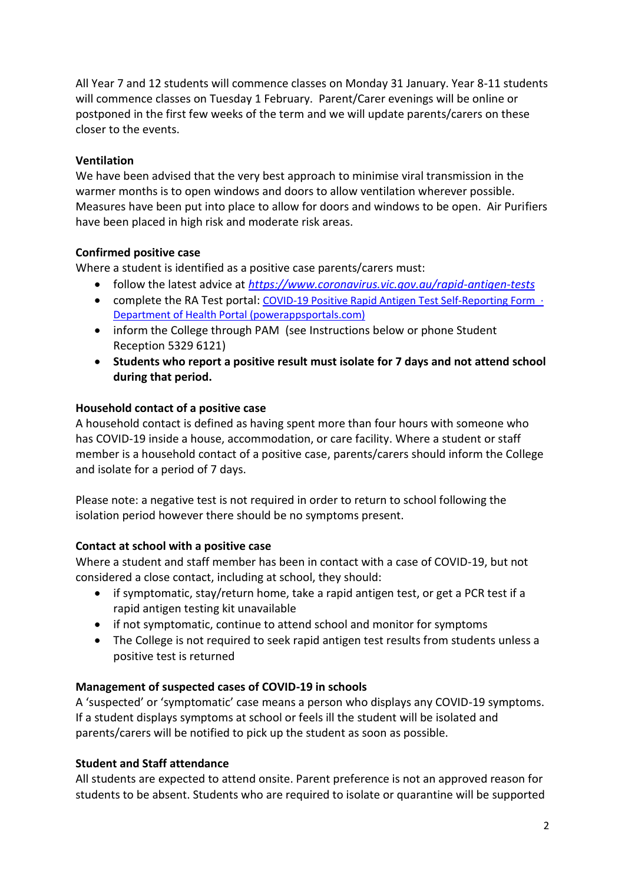All Year 7 and 12 students will commence classes on Monday 31 January. Year 8-11 students will commence classes on Tuesday 1 February. Parent/Carer evenings will be online or postponed in the first few weeks of the term and we will update parents/carers on these closer to the events.

**Ventilation**

We have been advised that the very best approach to minimise viral transmission in the warmer months is to open windows and doors to allow ventilation wherever possible. Measures have been put into place to allow for doors and windows to be open. Air Purifiers have been placed in high risk and moderate risk areas.

**Confirmed positive case**

Where a student is identified as a positive case parents/carers must:

- follow the latest advice at [*https://www.coronavirus.vic.gov.au/rapid-antigen-tests*](https://www.coronavirus.vic.gov.au/rapid-antigen-tests)
- complete the RA Test portal: [COVID-19 Positive Rapid Antigen Test Self-Reporting Form · Department of Health Portal (powerappsportals.com)]()
- inform the College through PAM (see Instructions below or phone Student Reception 5329 6121)
- **Students who report a positive result must isolate for 7 days and not attend school during that period.**

**Household contact of a positive case**

A household contact is defined as having spent more than four hours with someone who has COVID-19 inside a house, accommodation, or care facility. Where a student or staff member is a household contact of a positive case, parents/carers should inform the College and isolate for a period of 7 days.

Please note: a negative test is not required in order to return to school following the isolation period however there should be no symptoms present.

**Contact at school with a positive case**

Where a student and staff member has been in contact with a case of COVID-19, but not considered a close contact, including at school, they should:

- if symptomatic, stay/return home, take a rapid antigen test, or get a PCR test if a rapid antigen testing kit unavailable
- if not symptomatic, continue to attend school and monitor for symptoms
- The College is not required to seek rapid antigen test results from students unless a positive test is returned

**Management of suspected cases of COVID-19 in schools**

A 'suspected' or 'symptomatic' case means a person who displays any COVID-19 symptoms. If a student displays symptoms at school or feels ill the student will be isolated and parents/carers will be notified to pick up the student as soon as possible.

**Student and Staff attendance**

All students are expected to attend onsite. Parent preference is not an approved reason for students to be absent. Students who are required to isolate or quarantine will be supported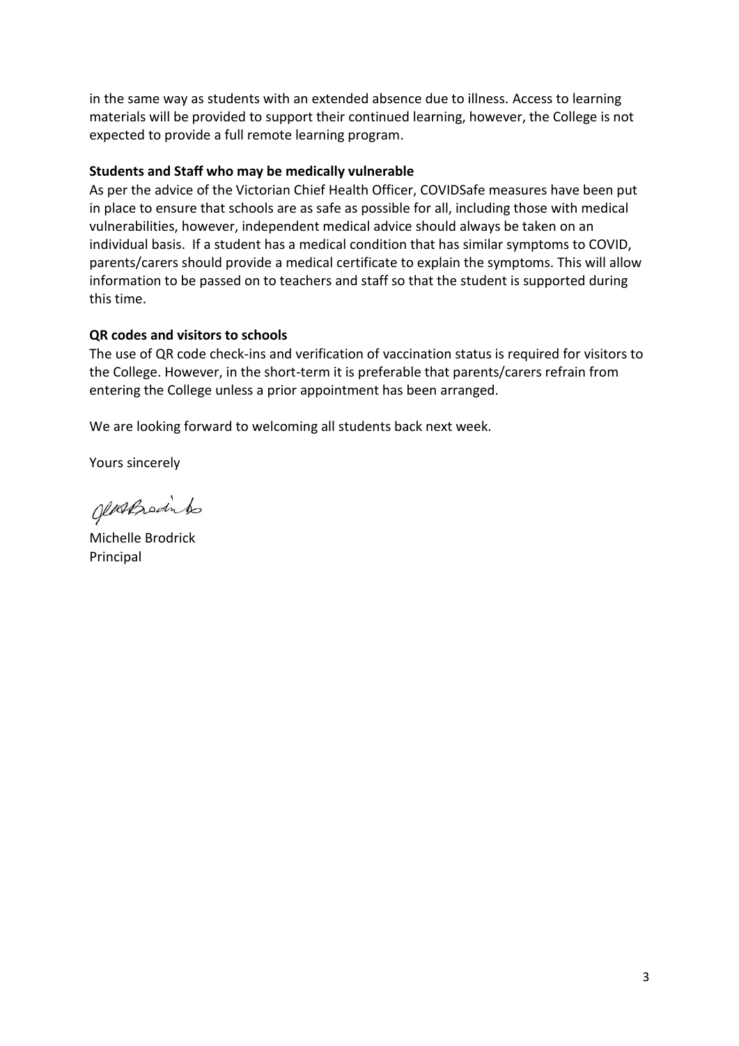in the same way as students with an extended absence due to illness. Access to learning materials will be provided to support their continued learning, however, the College is not expected to provide a full remote learning program.

**Students and Staff who may be medically vulnerable**

As per the advice of the Victorian Chief Health Officer, COVIDSafe measures have been put in place to ensure that schools are as safe as possible for all, including those with medical vulnerabilities, however, independent medical advice should always be taken on an individual basis. If a student has a medical condition that has similar symptoms to COVID, parents/carers should provide a medical certificate to explain the symptoms. This will allow information to be passed on to teachers and staff so that the student is supported during this time.

**QR codes and visitors to schools**

The use of QR code check-ins and verification of vaccination status is required for visitors to the College. However, in the short-term it is preferable that parents/carers refrain from entering the College unless a prior appointment has been arranged.

We are looking forward to welcoming all students back next week.

Yours sincerely

Michelle Brodrick
Principal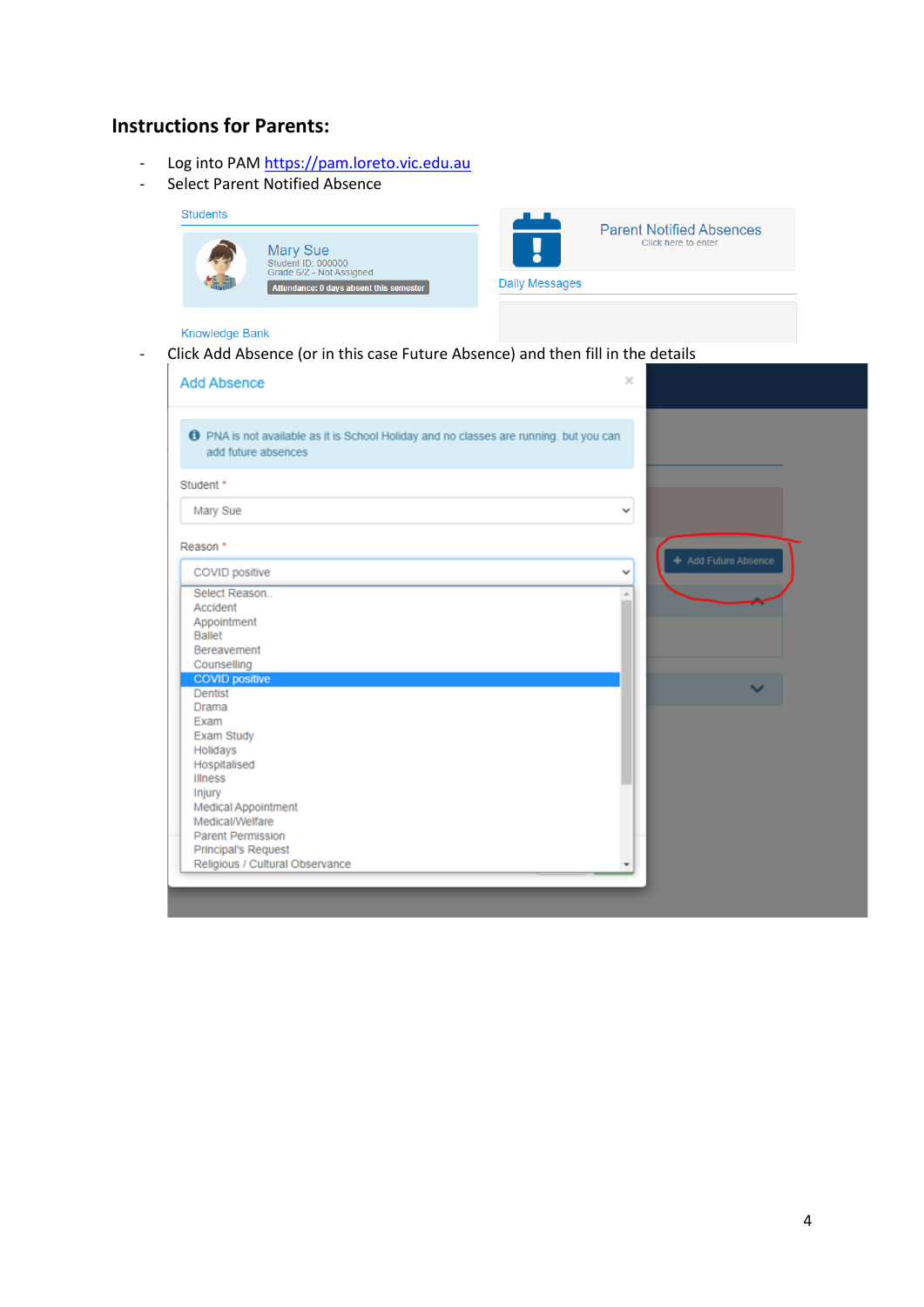**Instructions for Parents:**

- Log into PAM https://pam.loreto.vic.edu.au
- Select Parent Notified Absence

- Click Add Absence (or in this case Future Absence) and then fill in the details